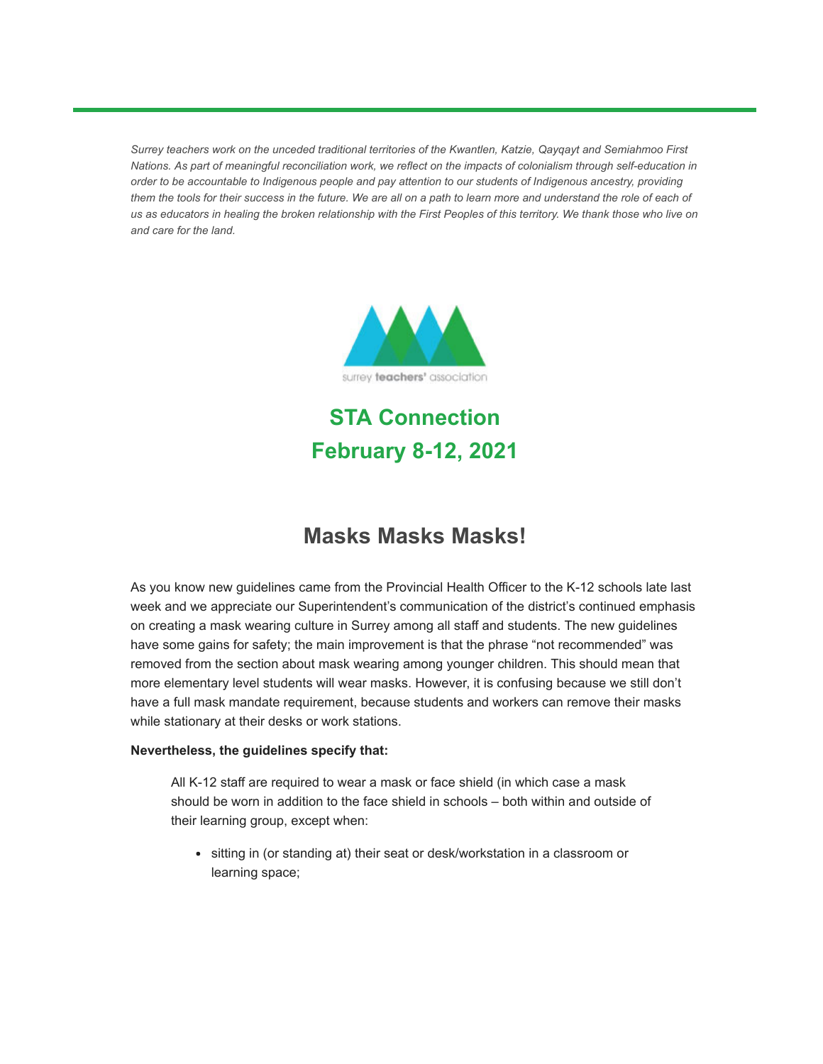*Surrey teachers work on the unceded traditional territories of the Kwantlen, Katzie, Qayqayt and Semiahmoo First Nations. As part of meaningful reconciliation work, we reflect on the impacts of colonialism through self-education in order to be accountable to Indigenous people and pay attention to our students of Indigenous ancestry, providing them the tools for their success in the future. We are all on a path to learn more and understand the role of each of us as educators in healing the broken relationship with the First Peoples of this territory. We thank those who live on and care for the land.*

surrey **teachers'** association

# STA Connection
# February 8-12, 2021

## Masks Masks Masks!

As you know new guidelines came from the Provincial Health Officer to the K-12 schools late last week and we appreciate our Superintendent's communication of the district's continued emphasis on creating a mask wearing culture in Surrey among all staff and students. The new guidelines have some gains for safety; the main improvement is that the phrase "not recommended" was removed from the section about mask wearing among younger children. This should mean that more elementary level students will wear masks. However, it is confusing because we still don't have a full mask mandate requirement, because students and workers can remove their masks while stationary at their desks or work stations.

**Nevertheless, the guidelines specify that:**

> All K-12 staff are required to wear a mask or face shield (in which case a mask should be worn in addition to the face shield in schools – both within and outside of their learning group, except when:
>
> - sitting in (or standing at) their seat or desk/workstation in a classroom or learning space;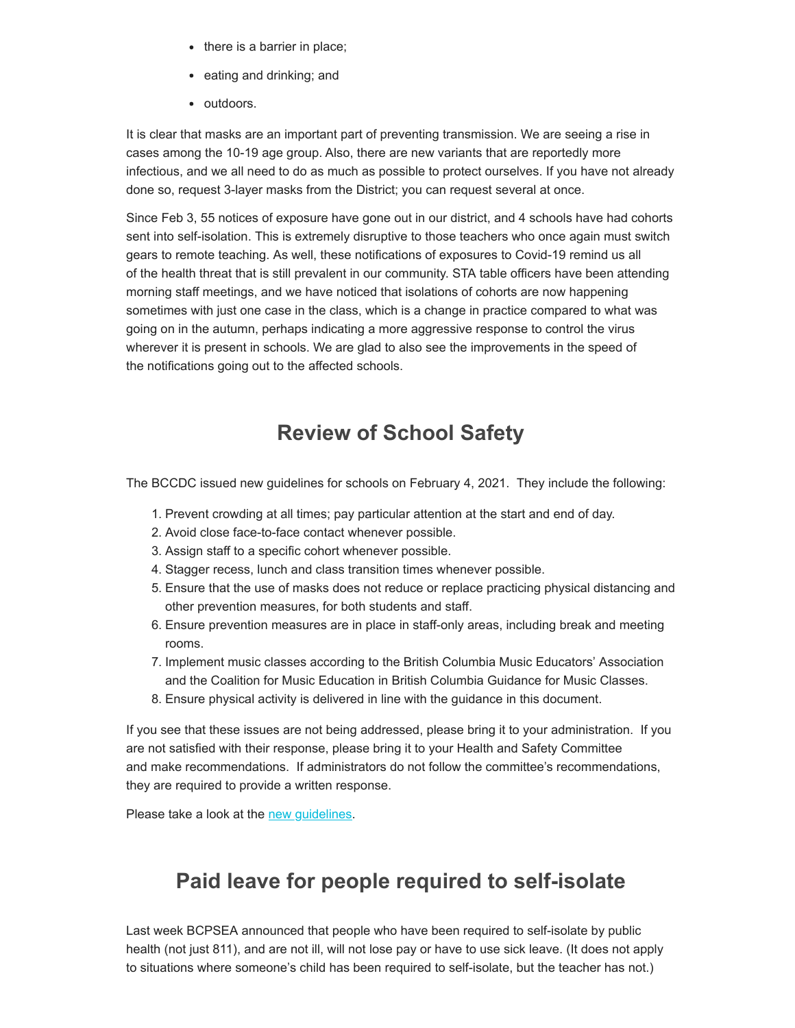- there is a barrier in place;
- eating and drinking; and
- outdoors.

It is clear that masks are an important part of preventing transmission. We are seeing a rise in cases among the 10-19 age group. Also, there are new variants that are reportedly more infectious, and we all need to do as much as possible to protect ourselves. If you have not already done so, request 3-layer masks from the District; you can request several at once.

Since Feb 3, 55 notices of exposure have gone out in our district, and 4 schools have had cohorts sent into self-isolation. This is extremely disruptive to those teachers who once again must switch gears to remote teaching. As well, these notifications of exposures to Covid-19 remind us all of the health threat that is still prevalent in our community. STA table officers have been attending morning staff meetings, and we have noticed that isolations of cohorts are now happening sometimes with just one case in the class, which is a change in practice compared to what was going on in the autumn, perhaps indicating a more aggressive response to control the virus wherever it is present in schools. We are glad to also see the improvements in the speed of the notifications going out to the affected schools.

## Review of School Safety

The BCCDC issued new guidelines for schools on February 4, 2021. They include the following:

1. Prevent crowding at all times; pay particular attention at the start and end of day.
2. Avoid close face-to-face contact whenever possible.
3. Assign staff to a specific cohort whenever possible.
4. Stagger recess, lunch and class transition times whenever possible.
5. Ensure that the use of masks does not reduce or replace practicing physical distancing and other prevention measures, for both students and staff.
6. Ensure prevention measures are in place in staff-only areas, including break and meeting rooms.
7. Implement music classes according to the British Columbia Music Educators' Association and the Coalition for Music Education in British Columbia Guidance for Music Classes.
8. Ensure physical activity is delivered in line with the guidance in this document.

If you see that these issues are not being addressed, please bring it to your administration. If you are not satisfied with their response, please bring it to your Health and Safety Committee and make recommendations. If administrators do not follow the committee's recommendations, they are required to provide a written response.

Please take a look at the new guidelines.

## Paid leave for people required to self-isolate

Last week BCPSEA announced that people who have been required to self-isolate by public health (not just 811), and are not ill, will not lose pay or have to use sick leave. (It does not apply to situations where someone's child has been required to self-isolate, but the teacher has not.)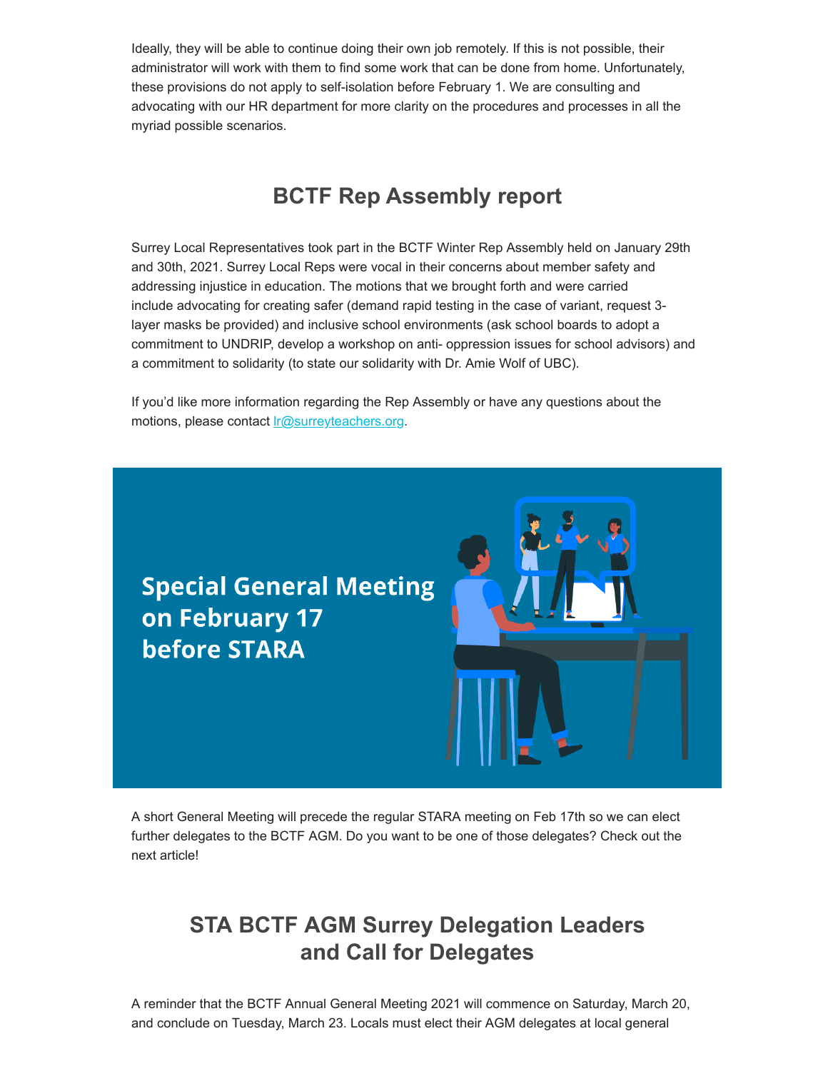Ideally, they will be able to continue doing their own job remotely. If this is not possible, their administrator will work with them to find some work that can be done from home. Unfortunately, these provisions do not apply to self-isolation before February 1. We are consulting and advocating with our HR department for more clarity on the procedures and processes in all the myriad possible scenarios.

## BCTF Rep Assembly report

Surrey Local Representatives took part in the BCTF Winter Rep Assembly held on January 29th and 30th, 2021. Surrey Local Reps were vocal in their concerns about member safety and addressing injustice in education. The motions that we brought forth and were carried include advocating for creating safer (demand rapid testing in the case of variant, request 3-layer masks be provided) and inclusive school environments (ask school boards to adopt a commitment to UNDRIP, develop a workshop on anti- oppression issues for school advisors) and a commitment to solidarity (to state our solidarity with Dr. Amie Wolf of UBC).

If you'd like more information regarding the Rep Assembly or have any questions about the motions, please contact lr@surreyteachers.org.

## Special General Meeting on February 17 before STARA

A short General Meeting will precede the regular STARA meeting on Feb 17th so we can elect further delegates to the BCTF AGM. Do you want to be one of those delegates? Check out the next article!

## STA BCTF AGM Surrey Delegation Leaders and Call for Delegates

A reminder that the BCTF Annual General Meeting 2021 will commence on Saturday, March 20, and conclude on Tuesday, March 23. Locals must elect their AGM delegates at local general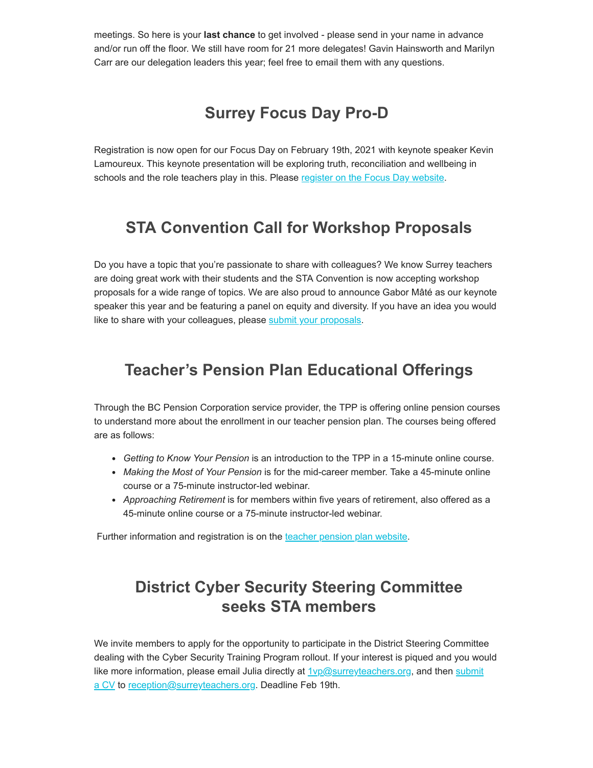meetings. So here is your **last chance** to get involved - please send in your name in advance and/or run off the floor. We still have room for 21 more delegates! Gavin Hainsworth and Marilyn Carr are our delegation leaders this year; feel free to email them with any questions.

## Surrey Focus Day Pro-D

Registration is now open for our Focus Day on February 19th, 2021 with keynote speaker Kevin Lamoureux. This keynote presentation will be exploring truth, reconciliation and wellbeing in schools and the role teachers play in this. Please register on the Focus Day website.

## STA Convention Call for Workshop Proposals

Do you have a topic that you're passionate to share with colleagues? We know Surrey teachers are doing great work with their students and the STA Convention is now accepting workshop proposals for a wide range of topics. We are also proud to announce Gabor Mâté as our keynote speaker this year and be featuring a panel on equity and diversity. If you have an idea you would like to share with your colleagues, please submit your proposals.

## Teacher's Pension Plan Educational Offerings

Through the BC Pension Corporation service provider, the TPP is offering online pension courses to understand more about the enrollment in our teacher pension plan. The courses being offered are as follows:

- *Getting to Know Your Pension* is an introduction to the TPP in a 15-minute online course.
- *Making the Most of Your Pension* is for the mid-career member. Take a 45-minute online course or a 75-minute instructor-led webinar.
- *Approaching Retirement* is for members within five years of retirement, also offered as a 45-minute online course or a 75-minute instructor-led webinar.

Further information and registration is on the teacher pension plan website.

## District Cyber Security Steering Committee seeks STA members

We invite members to apply for the opportunity to participate in the District Steering Committee dealing with the Cyber Security Training Program rollout. If your interest is piqued and you would like more information, please email Julia directly at 1vp@surreyteachers.org, and then submit a CV to reception@surreyteachers.org. Deadline Feb 19th.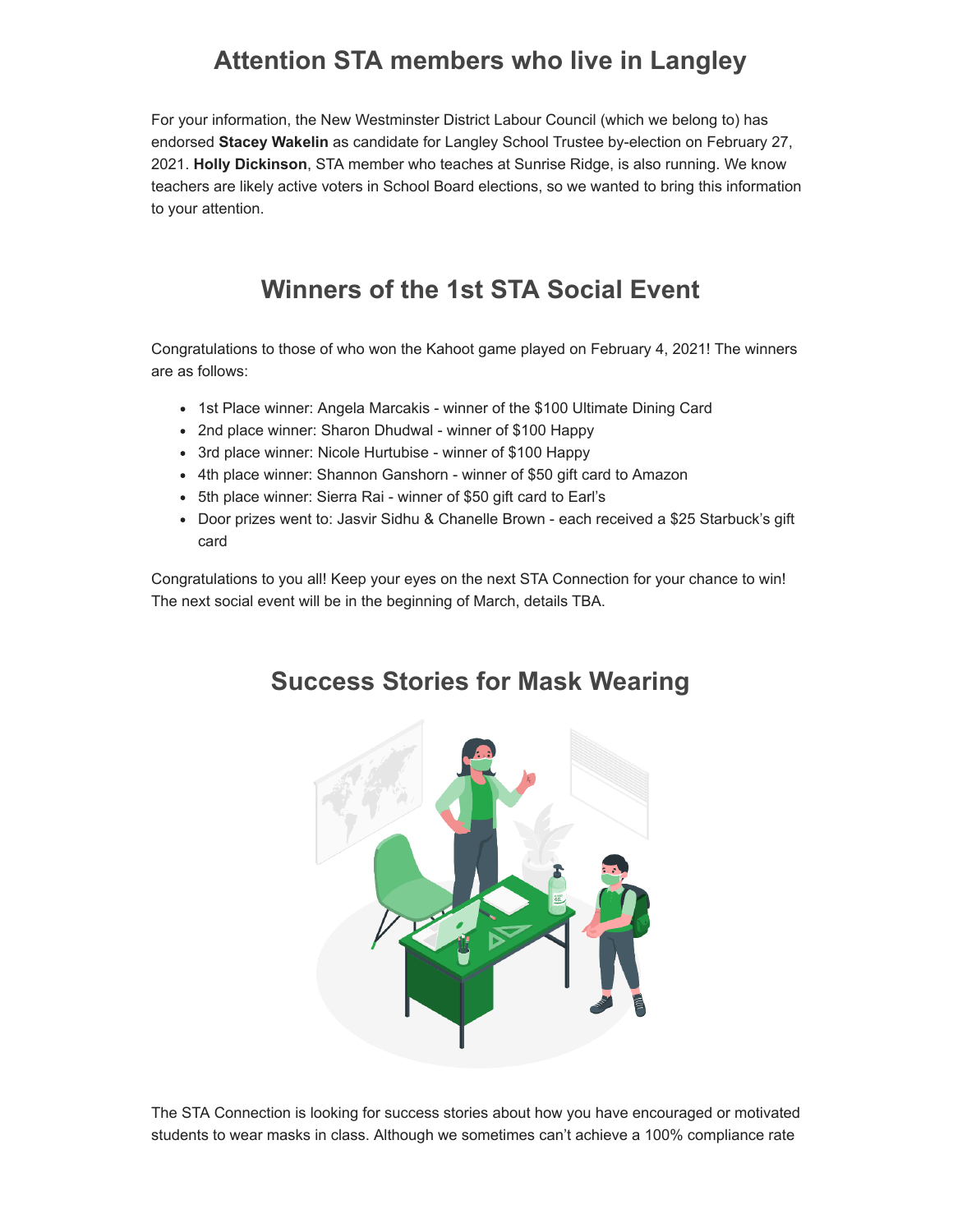## Attention STA members who live in Langley

For your information, the New Westminster District Labour Council (which we belong to) has endorsed **Stacey Wakelin** as candidate for Langley School Trustee by-election on February 27, 2021. **Holly Dickinson**, STA member who teaches at Sunrise Ridge, is also running. We know teachers are likely active voters in School Board elections, so we wanted to bring this information to your attention.

## Winners of the 1st STA Social Event

Congratulations to those of who won the Kahoot game played on February 4, 2021! The winners are as follows:

- 1st Place winner: Angela Marcakis - winner of the $100 Ultimate Dining Card
- 2nd place winner: Sharon Dhudwal - winner of $100 Happy
- 3rd place winner: Nicole Hurtubise - winner of $100 Happy
- 4th place winner: Shannon Ganshorn - winner of $50 gift card to Amazon
- 5th place winner: Sierra Rai - winner of $50 gift card to Earl's
- Door prizes went to: Jasvir Sidhu & Chanelle Brown - each received a $25 Starbuck's gift card

Congratulations to you all! Keep your eyes on the next STA Connection for your chance to win! The next social event will be in the beginning of March, details TBA.

## Success Stories for Mask Wearing

The STA Connection is looking for success stories about how you have encouraged or motivated students to wear masks in class. Although we sometimes can't achieve a 100% compliance rate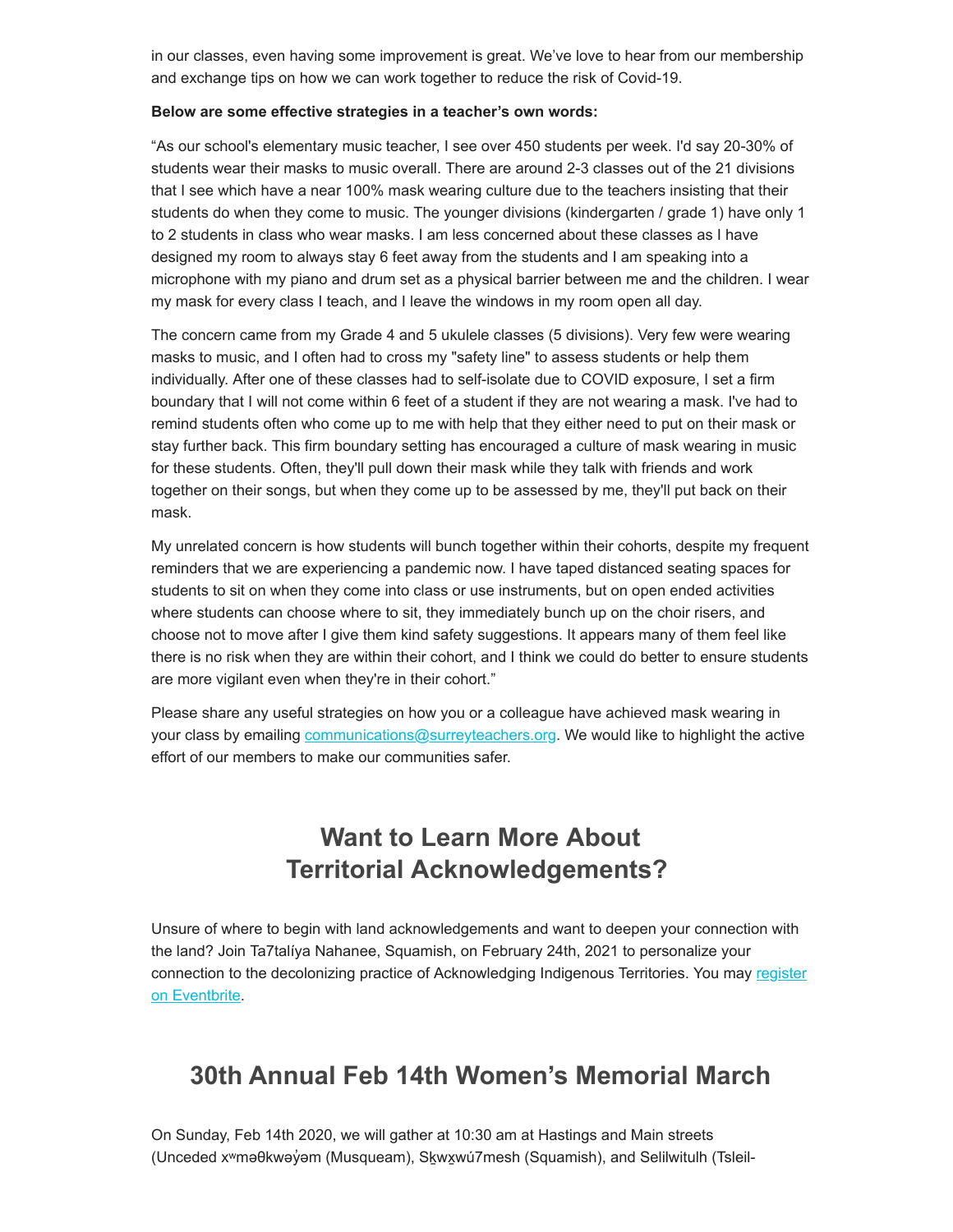in our classes, even having some improvement is great. We've love to hear from our membership and exchange tips on how we can work together to reduce the risk of Covid-19.

**Below are some effective strategies in a teacher's own words:**

"As our school's elementary music teacher, I see over 450 students per week. I'd say 20-30% of students wear their masks to music overall. There are around 2-3 classes out of the 21 divisions that I see which have a near 100% mask wearing culture due to the teachers insisting that their students do when they come to music. The younger divisions (kindergarten / grade 1) have only 1 to 2 students in class who wear masks. I am less concerned about these classes as I have designed my room to always stay 6 feet away from the students and I am speaking into a microphone with my piano and drum set as a physical barrier between me and the children. I wear my mask for every class I teach, and I leave the windows in my room open all day.

The concern came from my Grade 4 and 5 ukulele classes (5 divisions). Very few were wearing masks to music, and I often had to cross my "safety line" to assess students or help them individually. After one of these classes had to self-isolate due to COVID exposure, I set a firm boundary that I will not come within 6 feet of a student if they are not wearing a mask. I've had to remind students often who come up to me with help that they either need to put on their mask or stay further back. This firm boundary setting has encouraged a culture of mask wearing in music for these students. Often, they'll pull down their mask while they talk with friends and work together on their songs, but when they come up to be assessed by me, they'll put back on their mask.

My unrelated concern is how students will bunch together within their cohorts, despite my frequent reminders that we are experiencing a pandemic now. I have taped distanced seating spaces for students to sit on when they come into class or use instruments, but on open ended activities where students can choose where to sit, they immediately bunch up on the choir risers, and choose not to move after I give them kind safety suggestions. It appears many of them feel like there is no risk when they are within their cohort, and I think we could do better to ensure students are more vigilant even when they're in their cohort."

Please share any useful strategies on how you or a colleague have achieved mask wearing in your class by emailing communications@surreyteachers.org. We would like to highlight the active effort of our members to make our communities safer.

## Want to Learn More About Territorial Acknowledgements?

Unsure of where to begin with land acknowledgements and want to deepen your connection with the land? Join Ta7talíya Nahanee, Squamish, on February 24th, 2021 to personalize your connection to the decolonizing practice of Acknowledging Indigenous Territories. You may register on Eventbrite.

## 30th Annual Feb 14th Women's Memorial March

On Sunday, Feb 14th 2020, we will gather at 10:30 am at Hastings and Main streets (Unceded xʷməθkwəy̓əm (Musqueam), Sḵwx̱wú7mesh (Squamish), and Selilwitulh (Tsleil-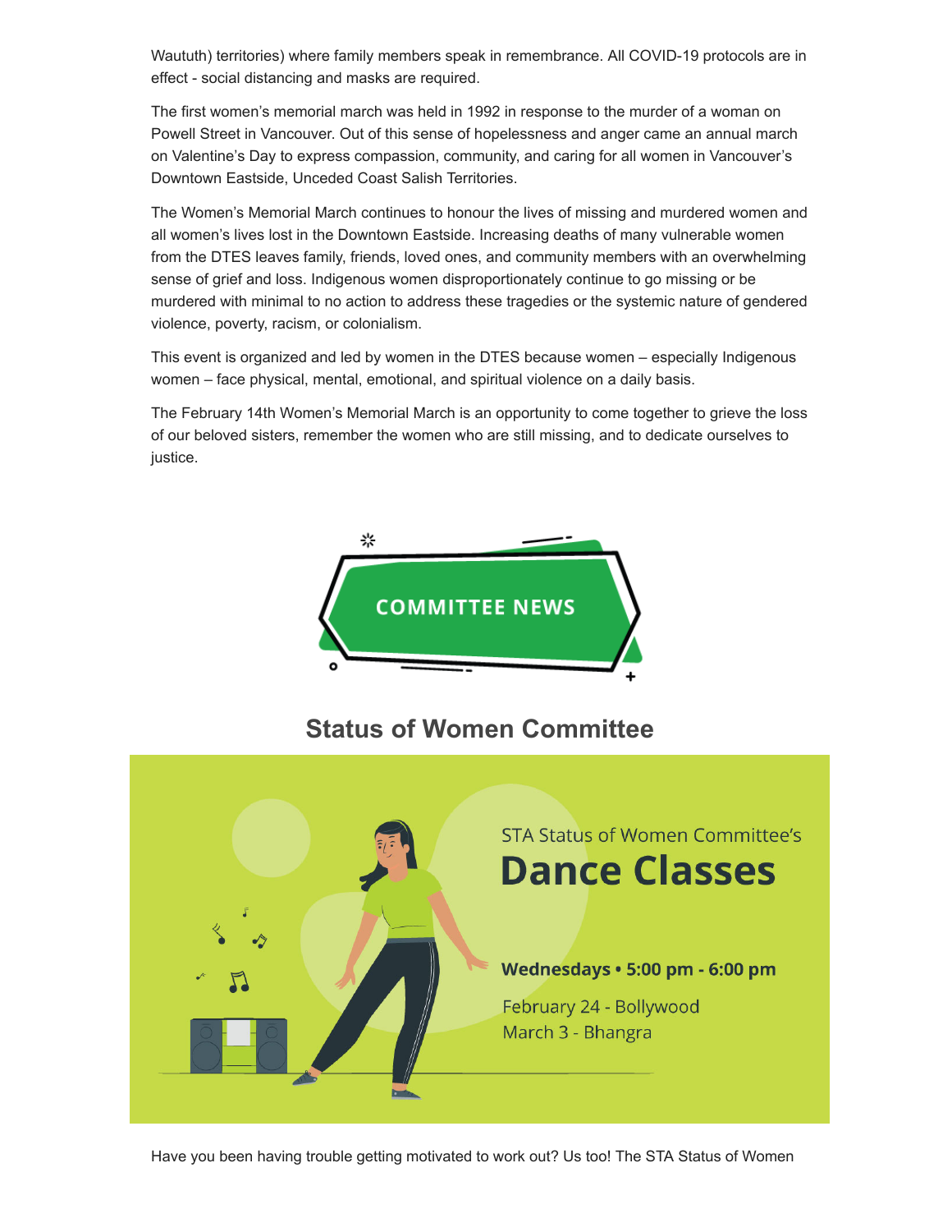Waututh) territories) where family members speak in remembrance. All COVID-19 protocols are in effect - social distancing and masks are required.

The first women's memorial march was held in 1992 in response to the murder of a woman on Powell Street in Vancouver. Out of this sense of hopelessness and anger came an annual march on Valentine's Day to express compassion, community, and caring for all women in Vancouver's Downtown Eastside, Unceded Coast Salish Territories.

The Women's Memorial March continues to honour the lives of missing and murdered women and all women's lives lost in the Downtown Eastside. Increasing deaths of many vulnerable women from the DTES leaves family, friends, loved ones, and community members with an overwhelming sense of grief and loss. Indigenous women disproportionately continue to go missing or be murdered with minimal to no action to address these tragedies or the systemic nature of gendered violence, poverty, racism, or colonialism.

This event is organized and led by women in the DTES because women – especially Indigenous women – face physical, mental, emotional, and spiritual violence on a daily basis.

The February 14th Women's Memorial March is an opportunity to come together to grieve the loss of our beloved sisters, remember the women who are still missing, and to dedicate ourselves to justice.

# COMMITTEE NEWS

## Status of Women Committee

STA Status of Women Committee's

**Dance Classes**

**Wednesdays • 5:00 pm - 6:00 pm**

February 24 - Bollywood
March 3 - Bhangra

Have you been having trouble getting motivated to work out? Us too! The STA Status of Women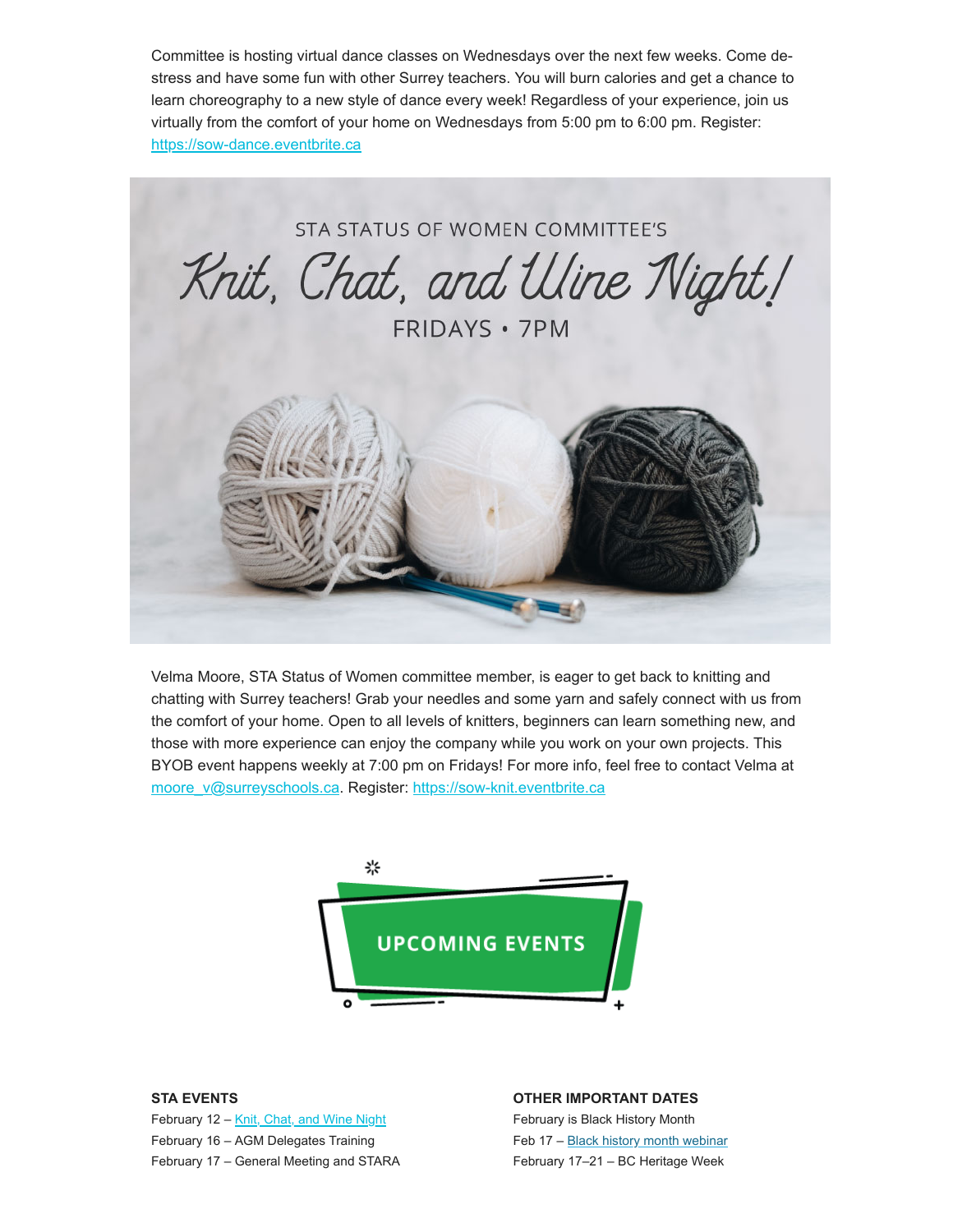Committee is hosting virtual dance classes on Wednesdays over the next few weeks. Come de-stress and have some fun with other Surrey teachers. You will burn calories and get a chance to learn choreography to a new style of dance every week! Regardless of your experience, join us virtually from the comfort of your home on Wednesdays from 5:00 pm to 6:00 pm. Register: https://sow-dance.eventbrite.ca

STA STATUS OF WOMEN COMMITTEE'S

## Knit, Chat, and Wine Night!

FRIDAYS • 7PM

Velma Moore, STA Status of Women committee member, is eager to get back to knitting and chatting with Surrey teachers! Grab your needles and some yarn and safely connect with us from the comfort of your home. Open to all levels of knitters, beginners can learn something new, and those with more experience can enjoy the company while you work on your own projects. This BYOB event happens weekly at 7:00 pm on Fridays! For more info, feel free to contact Velma at moore_v@surreyschools.ca. Register: https://sow-knit.eventbrite.ca

## UPCOMING EVENTS

**STA EVENTS**

February 12 – Knit, Chat, and Wine Night
February 16 – AGM Delegates Training
February 17 – General Meeting and STARA

**OTHER IMPORTANT DATES**

February is Black History Month
Feb 17 – Black history month webinar
February 17–21 – BC Heritage Week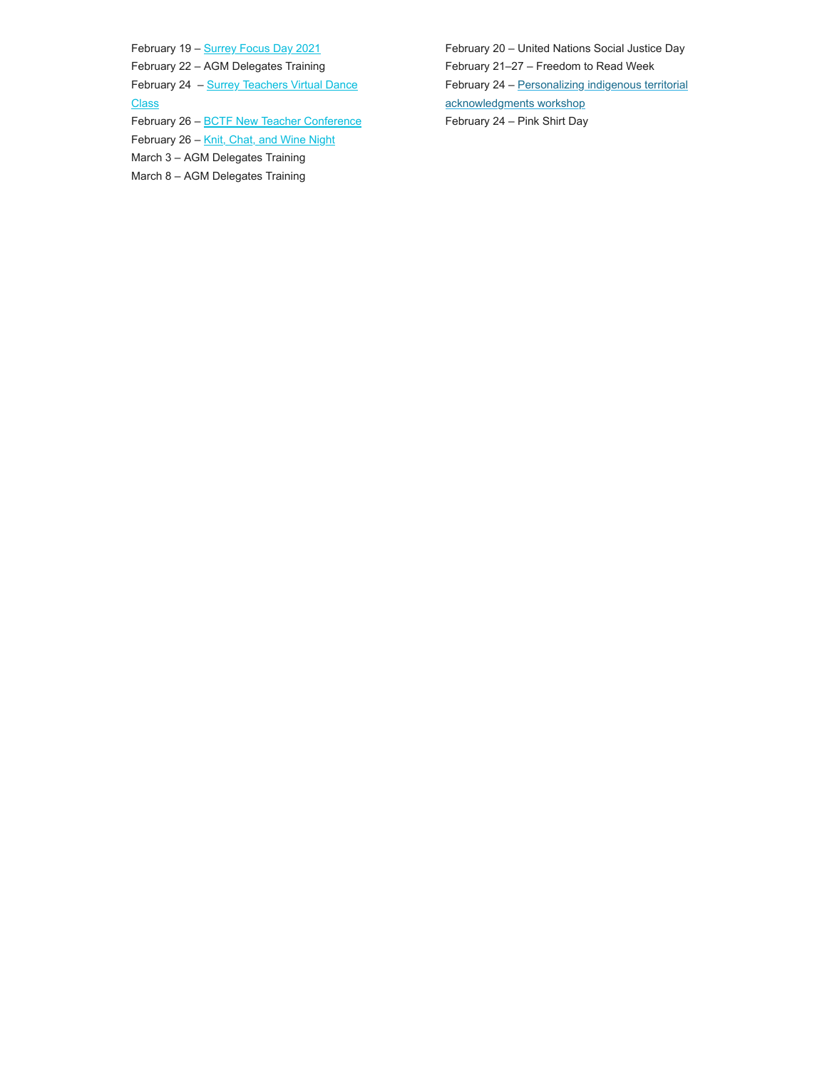February 19 – Surrey Focus Day 2021

February 22 – AGM Delegates Training

February 24 – Surrey Teachers Virtual Dance Class

February 26 – BCTF New Teacher Conference

February 26 – Knit, Chat, and Wine Night

March 3 – AGM Delegates Training

March 8 – AGM Delegates Training

February 20 – United Nations Social Justice Day

February 21–27 – Freedom to Read Week

February 24 – Personalizing indigenous territorial acknowledgments workshop

February 24 – Pink Shirt Day